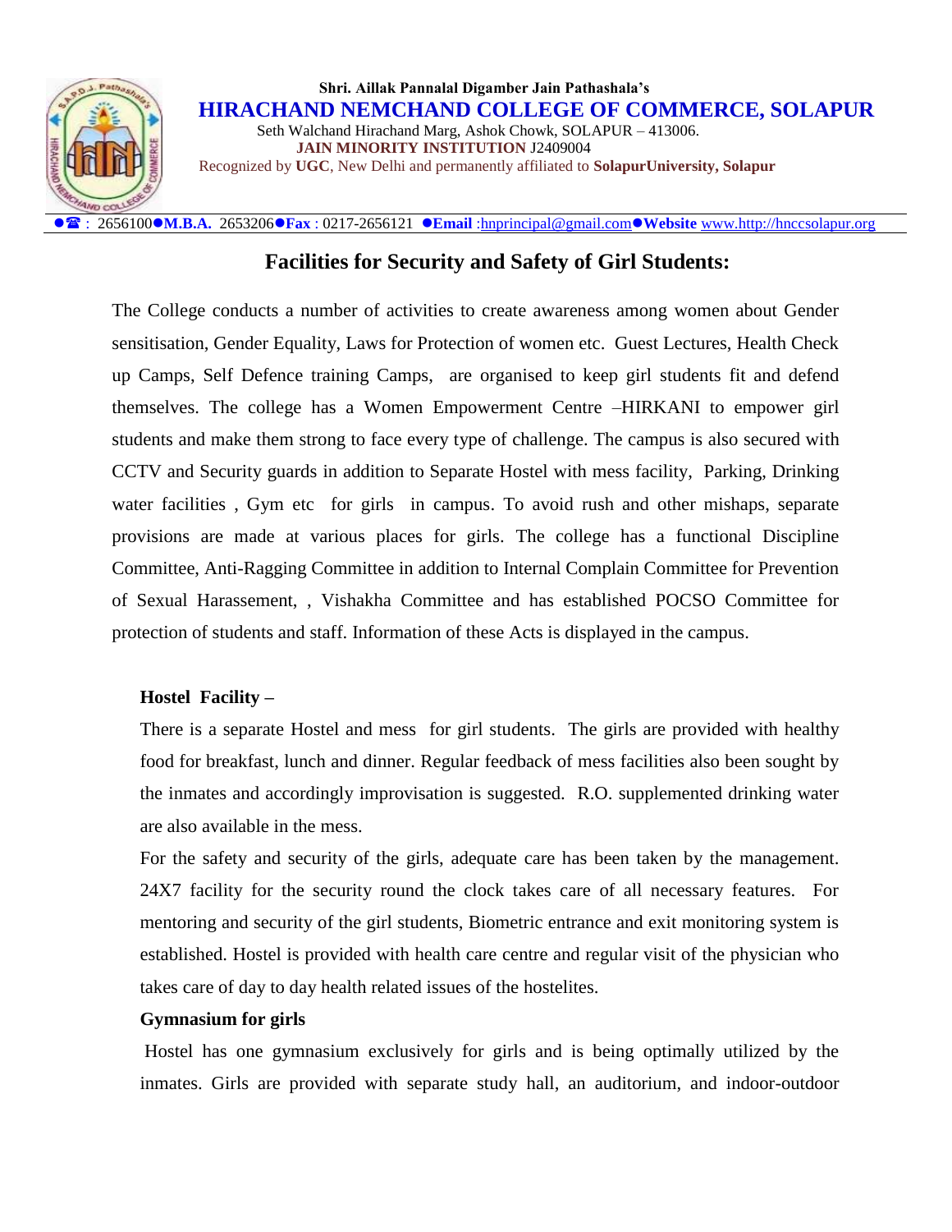Shri. Aillak Pannalal Digamber Jain Pathashala's

**HIRACHAND NEMCHAND COLLEGE OF COMMERCE, SOLAPUR**

Seth Walchand Hirachand Marg, Ashok Chowk, SOLAPUR – 413006.

**JAIN MINORITY INSTITUTION** J2409004

Recognized by **UGC**, New Delhi and permanently affiliated to **SolapurUniversity, Solapur**

●☎ : 2656100●**M.B.A.** 2653206●**Fax** : 0217-2656121 ●**Email** :hnprincipal@gmail.com●**Website** www.http://hnccsolapur.org

# Facilities for Security and Safety of Girl Students:

The College conducts a number of activities to create awareness among women about Gender sensitisation, Gender Equality, Laws for Protection of women etc. Guest Lectures, Health Check up Camps, Self Defence training Camps, are organised to keep girl students fit and defend themselves. The college has a Women Empowerment Centre –HIRKANI to empower girl students and make them strong to face every type of challenge. The campus is also secured with CCTV and Security guards in addition to Separate Hostel with mess facility, Parking, Drinking water facilities , Gym etc for girls in campus. To avoid rush and other mishaps, separate provisions are made at various places for girls. The college has a functional Discipline Committee, Anti-Ragging Committee in addition to Internal Complain Committee for Prevention of Sexual Harassement, , Vishakha Committee and has established POCSO Committee for protection of students and staff. Information of these Acts is displayed in the campus.

**Hostel Facility –**

There is a separate Hostel and mess for girl students. The girls are provided with healthy food for breakfast, lunch and dinner. Regular feedback of mess facilities also been sought by the inmates and accordingly improvisation is suggested. R.O. supplemented drinking water are also available in the mess.

For the safety and security of the girls, adequate care has been taken by the management. 24X7 facility for the security round the clock takes care of all necessary features. For mentoring and security of the girl students, Biometric entrance and exit monitoring system is established. Hostel is provided with health care centre and regular visit of the physician who takes care of day to day health related issues of the hostelites.

**Gymnasium for girls**

Hostel has one gymnasium exclusively for girls and is being optimally utilized by the inmates. Girls are provided with separate study hall, an auditorium, and indoor-outdoor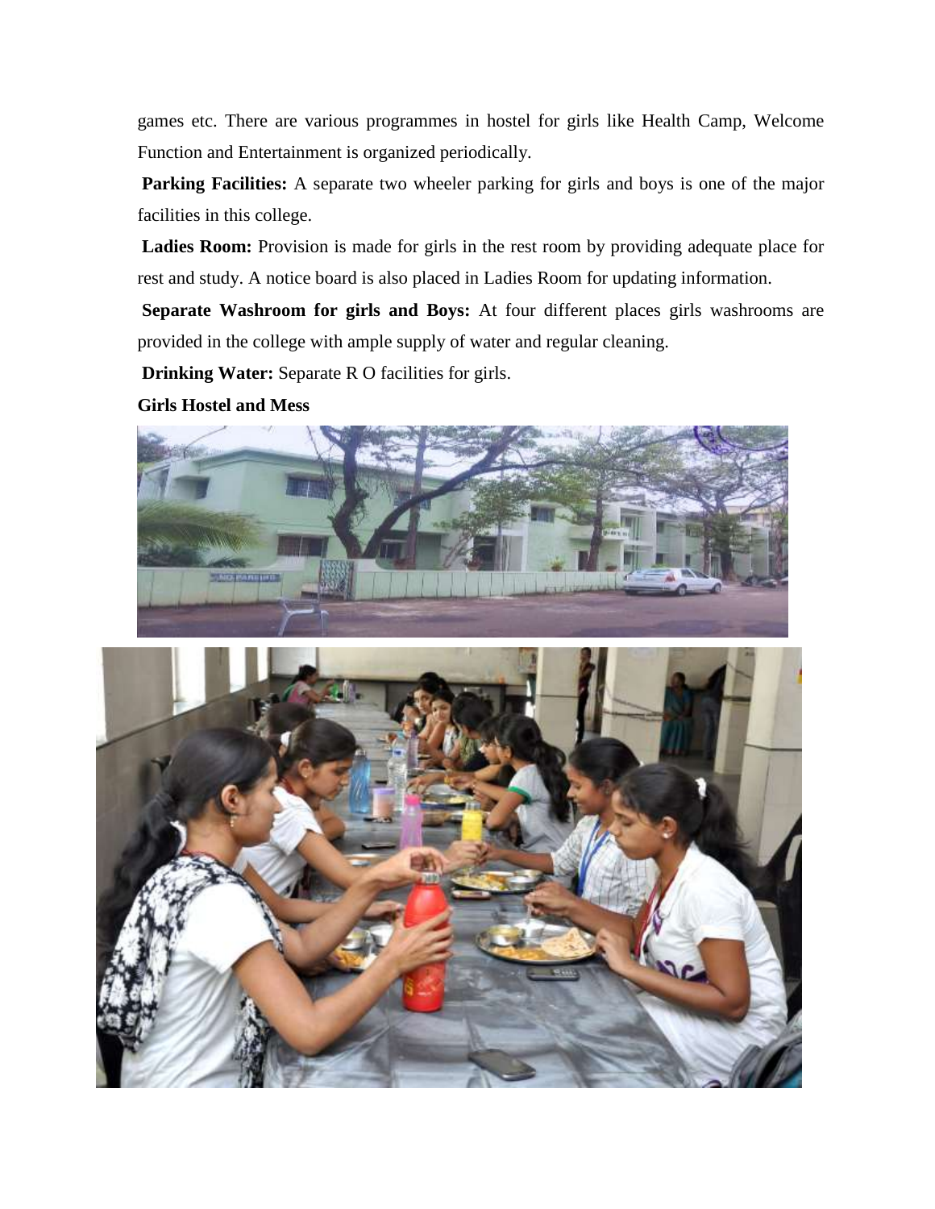games etc. There are various programmes in hostel for girls like Health Camp, Welcome Function and Entertainment is organized periodically.

**Parking Facilities:** A separate two wheeler parking for girls and boys is one of the major facilities in this college.

**Ladies Room:** Provision is made for girls in the rest room by providing adequate place for rest and study. A notice board is also placed in Ladies Room for updating information.

**Separate Washroom for girls and Boys:** At four different places girls washrooms are provided in the college with ample supply of water and regular cleaning.

**Drinking Water:** Separate R O facilities for girls.

**Girls Hostel and Mess**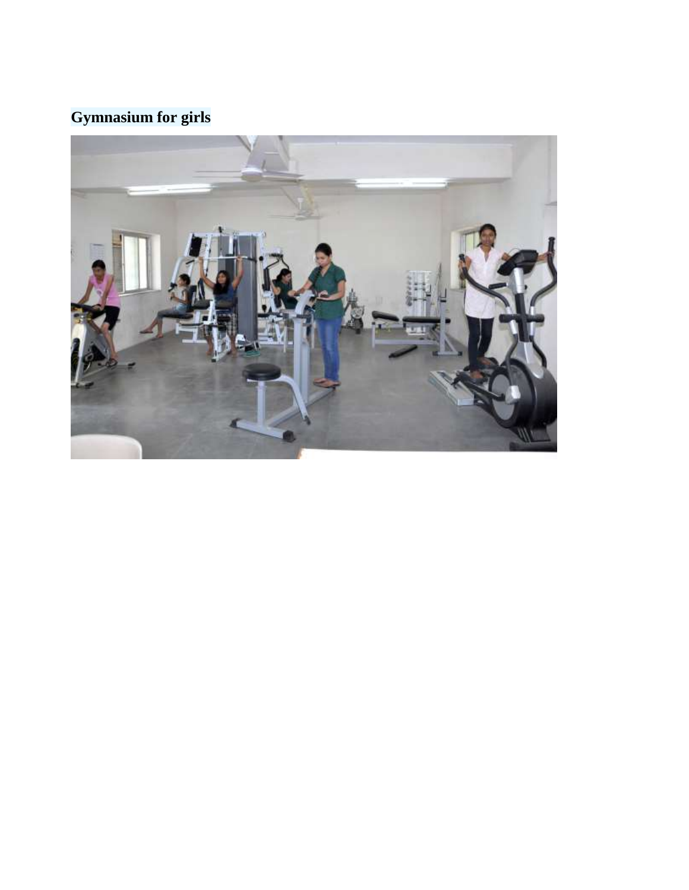**Gymnasium for girls**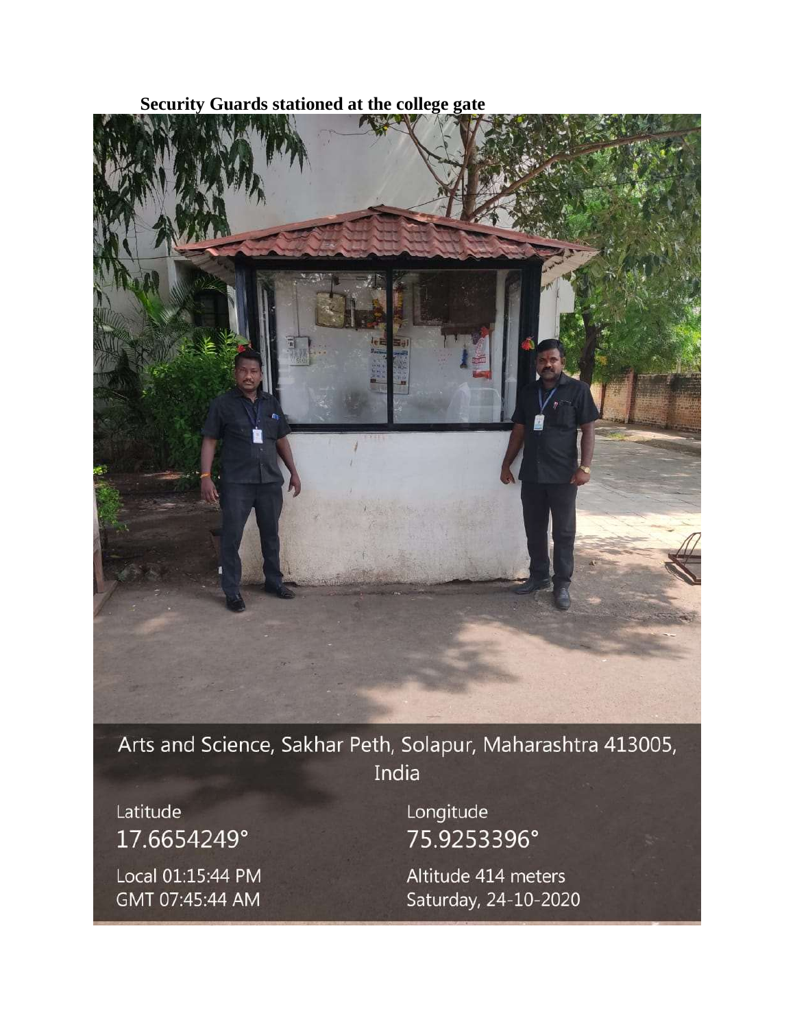**Security Guards stationed at the college gate**

Arts and Science, Sakhar Peth, Solapur, Maharashtra 413005, India

Latitude
17.6654249°

Longitude
75.9253396°

Local 01:15:44 PM
GMT 07:45:44 AM

Altitude 414 meters
Saturday, 24-10-2020